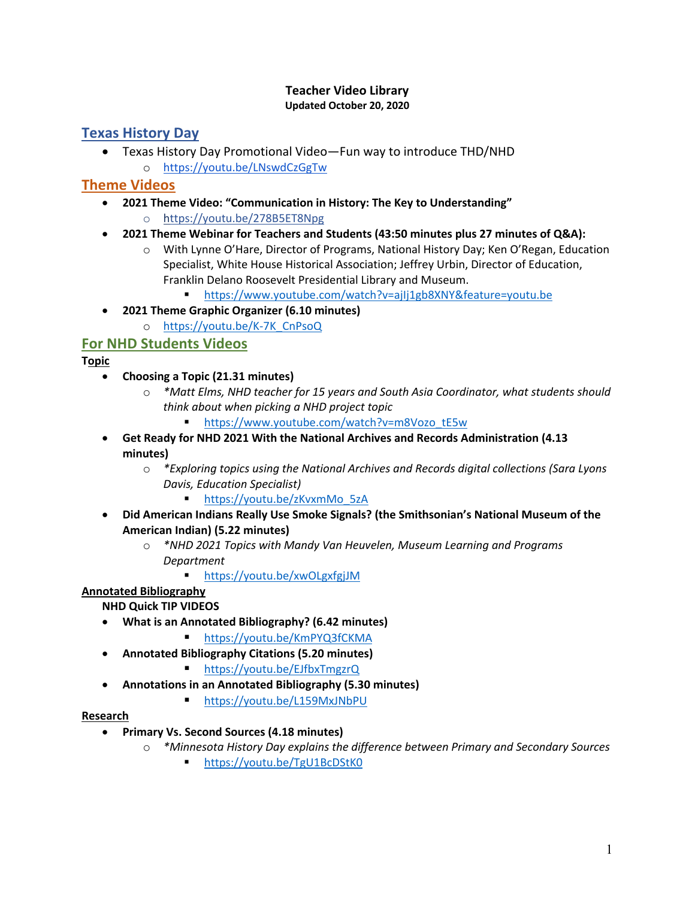**Teacher Video Library**
**Updated October 20, 2020**

## Texas History Day

- Texas History Day Promotional Video—Fun way to introduce THD/NHD
  - https://youtu.be/LNswdCzGgTw

## Theme Videos

- **2021 Theme Video: "Communication in History: The Key to Understanding"**
  - https://youtu.be/278B5ET8Npg
- **2021 Theme Webinar for Teachers and Students (43:50 minutes plus 27 minutes of Q&A):**
  - With Lynne O'Hare, Director of Programs, National History Day; Ken O'Regan, Education Specialist, White House Historical Association; Jeffrey Urbin, Director of Education, Franklin Delano Roosevelt Presidential Library and Museum.
    - https://www.youtube.com/watch?v=ajIj1gb8XNY&feature=youtu.be
- **2021 Theme Graphic Organizer (6.10 minutes)**
  - https://youtu.be/K-7K_CnPsoQ

## For NHD Students Videos

**Topic**

- **Choosing a Topic (21.31 minutes)**
  - *\*Matt Elms, NHD teacher for 15 years and South Asia Coordinator, what students should think about when picking a NHD project topic*
    - https://www.youtube.com/watch?v=m8Vozo_tE5w
- **Get Ready for NHD 2021 With the National Archives and Records Administration (4.13 minutes)**
  - *\*Exploring topics using the National Archives and Records digital collections (Sara Lyons Davis, Education Specialist)*
    - https://youtu.be/zKvxmMo_5zA
- **Did American Indians Really Use Smoke Signals? (the Smithsonian's National Museum of the American Indian) (5.22 minutes)**
  - *\*NHD 2021 Topics with Mandy Van Heuvelen, Museum Learning and Programs Department*
    - https://youtu.be/xwOLgxfgjJM

**Annotated Bibliography**

**NHD Quick TIP VIDEOS**

- **What is an Annotated Bibliography? (6.42 minutes)**
  - https://youtu.be/KmPYQ3fCKMA
- **Annotated Bibliography Citations (5.20 minutes)**
  - https://youtu.be/EJfbxTmgzrQ
- **Annotations in an Annotated Bibliography (5.30 minutes)**
  - https://youtu.be/L159MxJNbPU

**Research**

- **Primary Vs. Second Sources (4.18 minutes)**
  - *\*Minnesota History Day explains the difference between Primary and Secondary Sources*
    - https://youtu.be/TgU1BcDStK0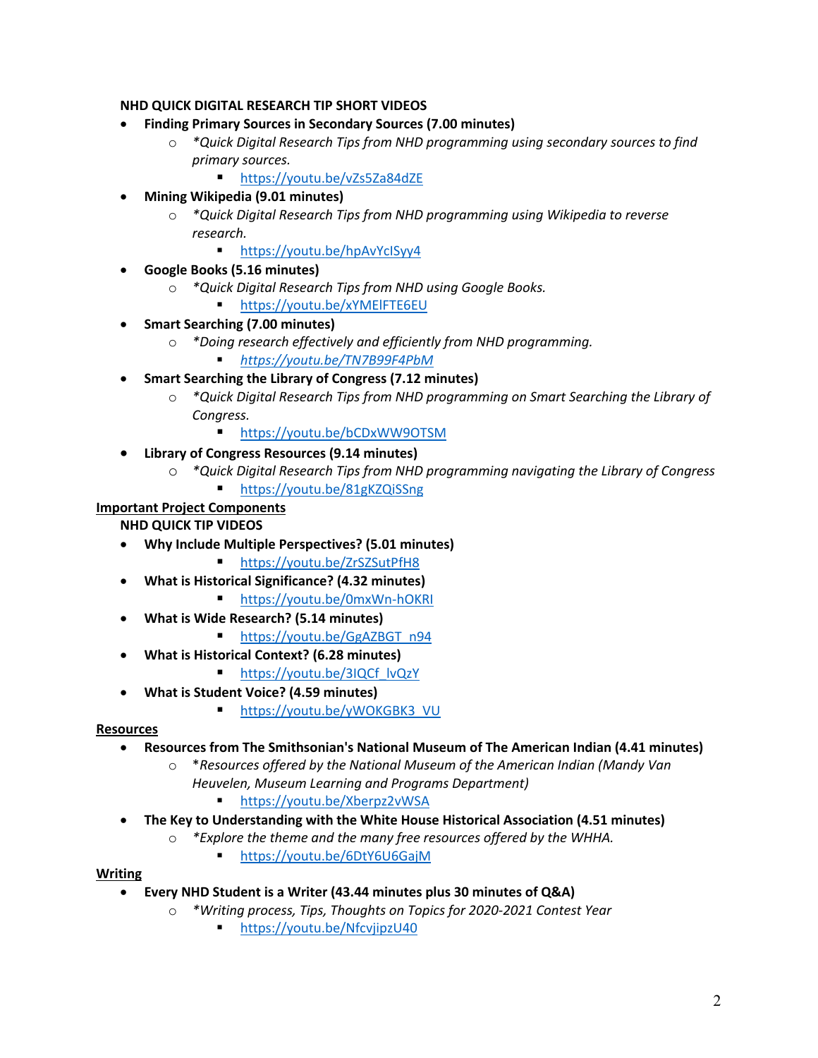**NHD QUICK DIGITAL RESEARCH TIP SHORT VIDEOS**

- **Finding Primary Sources in Secondary Sources (7.00 minutes)**
  - *\*Quick Digital Research Tips from NHD programming using secondary sources to find primary sources.*
    - https://youtu.be/vZs5Za84dZE
- **Mining Wikipedia (9.01 minutes)**
  - *\*Quick Digital Research Tips from NHD programming using Wikipedia to reverse research.*
    - https://youtu.be/hpAvYclSyy4
- **Google Books (5.16 minutes)**
  - *\*Quick Digital Research Tips from NHD using Google Books.*
    - https://youtu.be/xYMElFTE6EU
- **Smart Searching (7.00 minutes)**
  - *\*Doing research effectively and efficiently from NHD programming.*
    - *https://youtu.be/TN7B99F4PbM*
- **Smart Searching the Library of Congress (7.12 minutes)**
  - *\*Quick Digital Research Tips from NHD programming on Smart Searching the Library of Congress.*
    - https://youtu.be/bCDxWW9OTSM
- **Library of Congress Resources (9.14 minutes)**
  - *\*Quick Digital Research Tips from NHD programming navigating the Library of Congress*
    - https://youtu.be/81gKZQiSSng

## Important Project Components

**NHD QUICK TIP VIDEOS**

- **Why Include Multiple Perspectives? (5.01 minutes)**
    - https://youtu.be/ZrSZSutPfH8
- **What is Historical Significance? (4.32 minutes)**
    - https://youtu.be/0mxWn-hOKRI
- **What is Wide Research? (5.14 minutes)**
    - https://youtu.be/GgAZBGT_n94
- **What is Historical Context? (6.28 minutes)**
    - https://youtu.be/3IQCf_lvQzY
- **What is Student Voice? (4.59 minutes)**
    - https://youtu.be/yWOKGBK3_VU

## Resources

- **Resources from The Smithsonian's National Museum of The American Indian (4.41 minutes)**
  - \**Resources offered by the National Museum of the American Indian (Mandy Van Heuvelen, Museum Learning and Programs Department)*
    - https://youtu.be/Xberpz2vWSA
- **The Key to Understanding with the White House Historical Association (4.51 minutes)**
  - *\*Explore the theme and the many free resources offered by the WHHA.*
    - https://youtu.be/6DtY6U6GajM

## Writing

- **Every NHD Student is a Writer (43.44 minutes plus 30 minutes of Q&A)**
  - *\*Writing process, Tips, Thoughts on Topics for 2020-2021 Contest Year*
    - https://youtu.be/NfcvjipzU40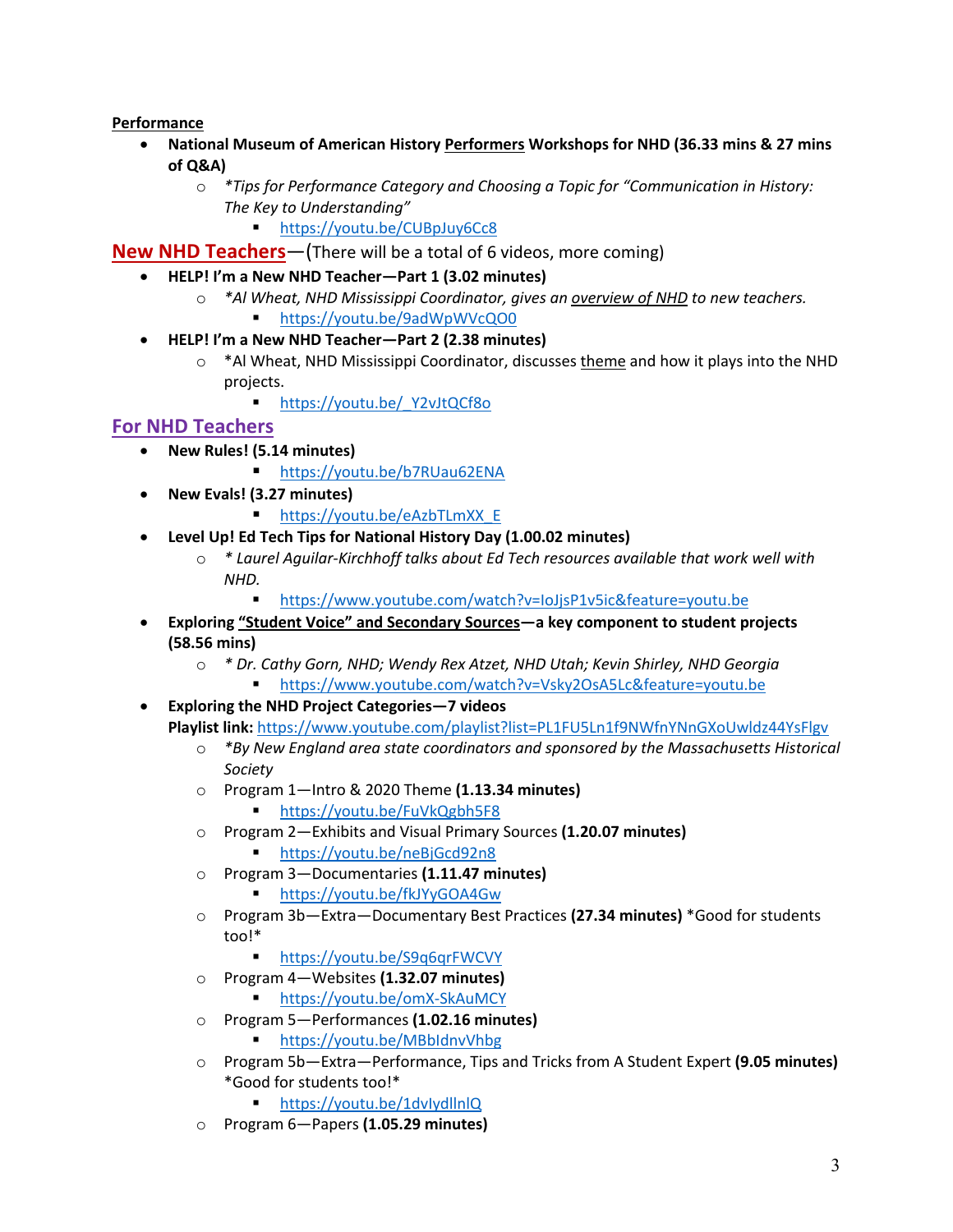**Performance**

- **National Museum of American History Performers Workshops for NHD (36.33 mins & 27 mins of Q&A)**
    - *\*Tips for Performance Category and Choosing a Topic for "Communication in History: The Key to Understanding"*
        - https://youtu.be/CUBpJuy6Cc8

## New NHD Teachers—(There will be a total of 6 videos, more coming)

- **HELP! I'm a New NHD Teacher—Part 1 (3.02 minutes)**
    - *\*Al Wheat, NHD Mississippi Coordinator, gives an overview of NHD to new teachers.*
        - https://youtu.be/9adWpWVcQO0
- **HELP! I'm a New NHD Teacher—Part 2 (2.38 minutes)**
    - \*Al Wheat, NHD Mississippi Coordinator, discusses theme and how it plays into the NHD projects.
        - https://youtu.be/_Y2vJtQCf8o

## For NHD Teachers

- **New Rules! (5.14 minutes)**
    - https://youtu.be/b7RUau62ENA
- **New Evals! (3.27 minutes)**
    - https://youtu.be/eAzbTLmXX_E
- **Level Up! Ed Tech Tips for National History Day (1.00.02 minutes)**
    - *\* Laurel Aguilar-Kirchhoff talks about Ed Tech resources available that work well with NHD.*
        - https://www.youtube.com/watch?v=IoJjsP1v5ic&feature=youtu.be
- **Exploring "Student Voice" and Secondary Sources—a key component to student projects (58.56 mins)**
    - *\* Dr. Cathy Gorn, NHD; Wendy Rex Atzet, NHD Utah; Kevin Shirley, NHD Georgia*
        - https://www.youtube.com/watch?v=Vsky2OsA5Lc&feature=youtu.be
- **Exploring the NHD Project Categories—7 videos**
  **Playlist link:** https://www.youtube.com/playlist?list=PL1FU5Ln1f9NWfnYNnGXoUwldz44YsFlgv
    - *\*By New England area state coordinators and sponsored by the Massachusetts Historical Society*
    - Program 1—Intro & 2020 Theme **(1.13.34 minutes)**
        - https://youtu.be/FuVkQgbh5F8
    - Program 2—Exhibits and Visual Primary Sources **(1.20.07 minutes)**
        - https://youtu.be/neBjGcd92n8
    - Program 3—Documentaries **(1.11.47 minutes)**
        - https://youtu.be/fkJYyGOA4Gw
    - Program 3b—Extra—Documentary Best Practices **(27.34 minutes)** \*Good for students too!\*
        - https://youtu.be/S9q6qrFWCVY
    - Program 4—Websites **(1.32.07 minutes)**
        - https://youtu.be/omX-SkAuMCY
    - Program 5—Performances **(1.02.16 minutes)**
        - https://youtu.be/MBbIdnvVhbg
    - Program 5b—Extra—Performance, Tips and Tricks from A Student Expert **(9.05 minutes)** \*Good for students too!\*
        - https://youtu.be/1dvIydllnlQ
    - Program 6—Papers **(1.05.29 minutes)**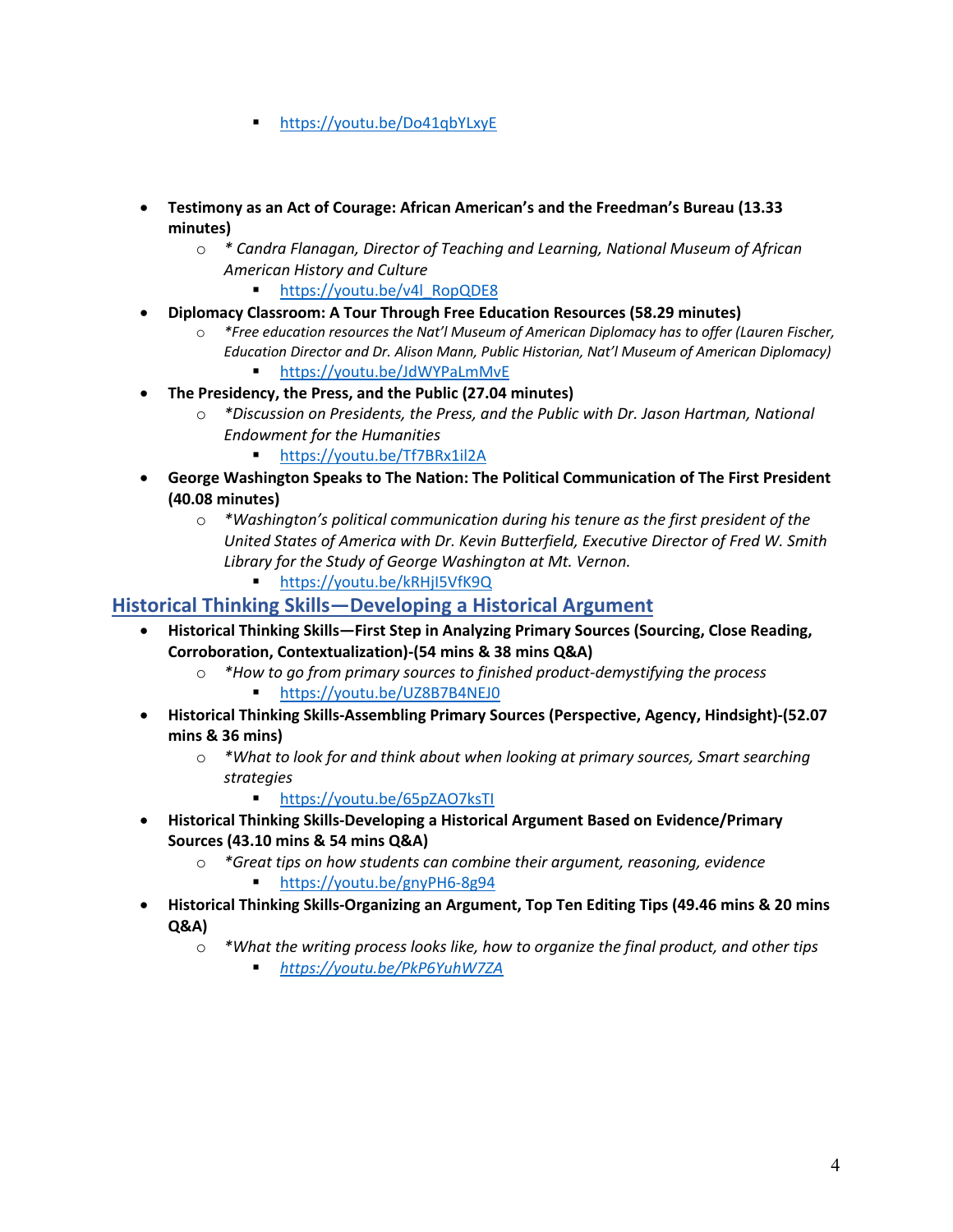- https://youtu.be/Do41qbYLxyE

- **Testimony as an Act of Courage: African American's and the Freedman's Bureau (13.33 minutes)**
  - *\* Candra Flanagan, Director of Teaching and Learning, National Museum of African American History and Culture*
    - https://youtu.be/v4l_RopQDE8
- **Diplomacy Classroom: A Tour Through Free Education Resources (58.29 minutes)**
  - *\*Free education resources the Nat'l Museum of American Diplomacy has to offer (Lauren Fischer, Education Director and Dr. Alison Mann, Public Historian, Nat'l Museum of American Diplomacy)*
    - https://youtu.be/JdWYPaLmMvE
- **The Presidency, the Press, and the Public (27.04 minutes)**
  - *\*Discussion on Presidents, the Press, and the Public with Dr. Jason Hartman, National Endowment for the Humanities*
    - https://youtu.be/Tf7BRx1il2A
- **George Washington Speaks to The Nation: The Political Communication of The First President (40.08 minutes)**
  - *\*Washington's political communication during his tenure as the first president of the United States of America with Dr. Kevin Butterfield, Executive Director of Fred W. Smith Library for the Study of George Washington at Mt. Vernon.*
    - https://youtu.be/kRHjI5VfK9Q

## Historical Thinking Skills—Developing a Historical Argument

- **Historical Thinking Skills—First Step in Analyzing Primary Sources (Sourcing, Close Reading, Corroboration, Contextualization)-(54 mins & 38 mins Q&A)**
  - *\*How to go from primary sources to finished product-demystifying the process*
    - https://youtu.be/UZ8B7B4NEJ0
- **Historical Thinking Skills-Assembling Primary Sources (Perspective, Agency, Hindsight)-(52.07 mins & 36 mins)**
  - *\*What to look for and think about when looking at primary sources, Smart searching strategies*
    - https://youtu.be/65pZAO7ksTI
- **Historical Thinking Skills-Developing a Historical Argument Based on Evidence/Primary Sources (43.10 mins & 54 mins Q&A)**
  - *\*Great tips on how students can combine their argument, reasoning, evidence*
    - https://youtu.be/gnyPH6-8g94
- **Historical Thinking Skills-Organizing an Argument, Top Ten Editing Tips (49.46 mins & 20 mins Q&A)**
  - *\*What the writing process looks like, how to organize the final product, and other tips*
    - *https://youtu.be/PkP6YuhW7ZA*